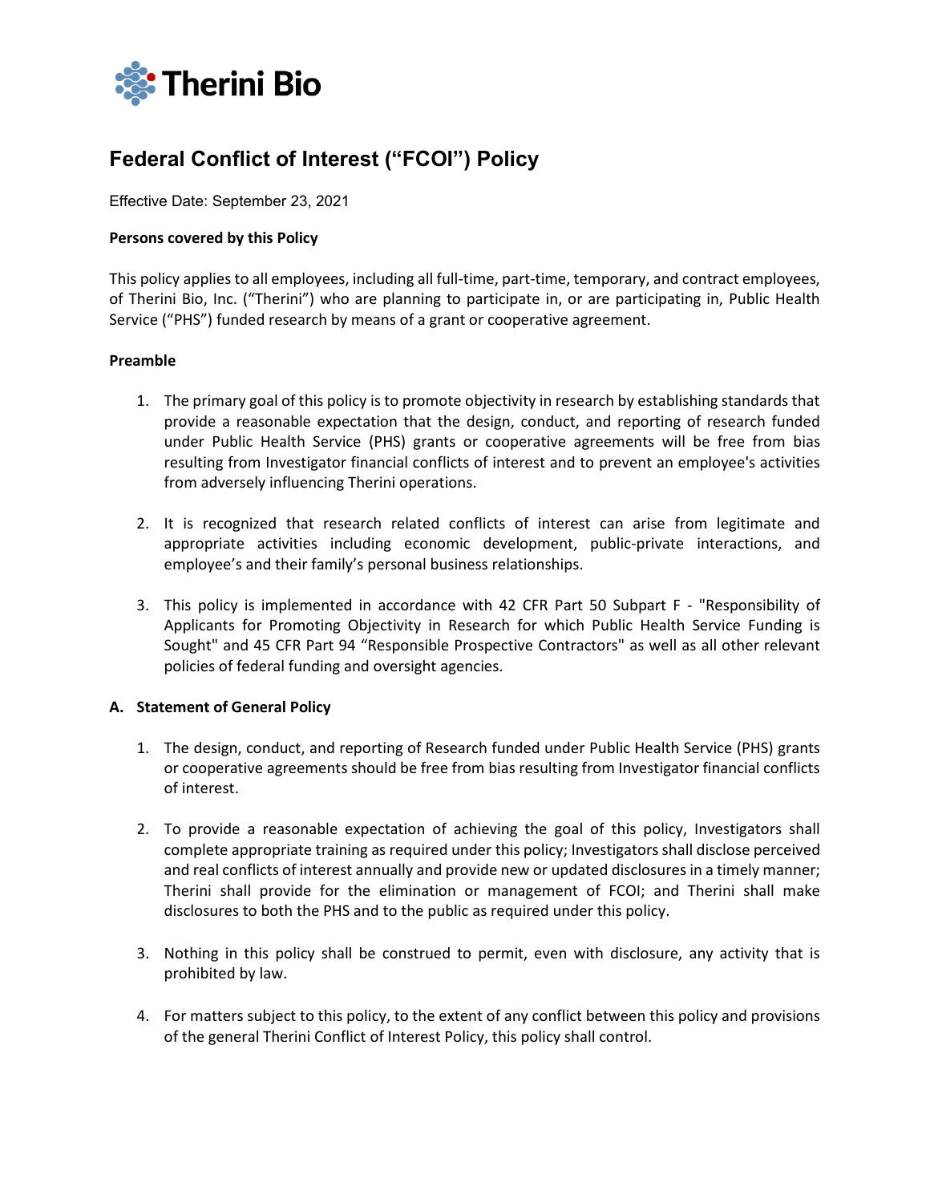Therini Bio

# Federal Conflict of Interest ("FCOI") Policy

Effective Date: September 23, 2021

**Persons covered by this Policy**

This policy applies to all employees, including all full-time, part-time, temporary, and contract employees, of Therini Bio, Inc. ("Therini") who are planning to participate in, or are participating in, Public Health Service ("PHS") funded research by means of a grant or cooperative agreement.

**Preamble**

1. The primary goal of this policy is to promote objectivity in research by establishing standards that provide a reasonable expectation that the design, conduct, and reporting of research funded under Public Health Service (PHS) grants or cooperative agreements will be free from bias resulting from Investigator financial conflicts of interest and to prevent an employee's activities from adversely influencing Therini operations.

2. It is recognized that research related conflicts of interest can arise from legitimate and appropriate activities including economic development, public-private interactions, and employee's and their family's personal business relationships.

3. This policy is implemented in accordance with 42 CFR Part 50 Subpart F - "Responsibility of Applicants for Promoting Objectivity in Research for which Public Health Service Funding is Sought" and 45 CFR Part 94 "Responsible Prospective Contractors" as well as all other relevant policies of federal funding and oversight agencies.

**A. Statement of General Policy**

1. The design, conduct, and reporting of Research funded under Public Health Service (PHS) grants or cooperative agreements should be free from bias resulting from Investigator financial conflicts of interest.

2. To provide a reasonable expectation of achieving the goal of this policy, Investigators shall complete appropriate training as required under this policy; Investigators shall disclose perceived and real conflicts of interest annually and provide new or updated disclosures in a timely manner; Therini shall provide for the elimination or management of FCOI; and Therini shall make disclosures to both the PHS and to the public as required under this policy.

3. Nothing in this policy shall be construed to permit, even with disclosure, any activity that is prohibited by law.

4. For matters subject to this policy, to the extent of any conflict between this policy and provisions of the general Therini Conflict of Interest Policy, this policy shall control.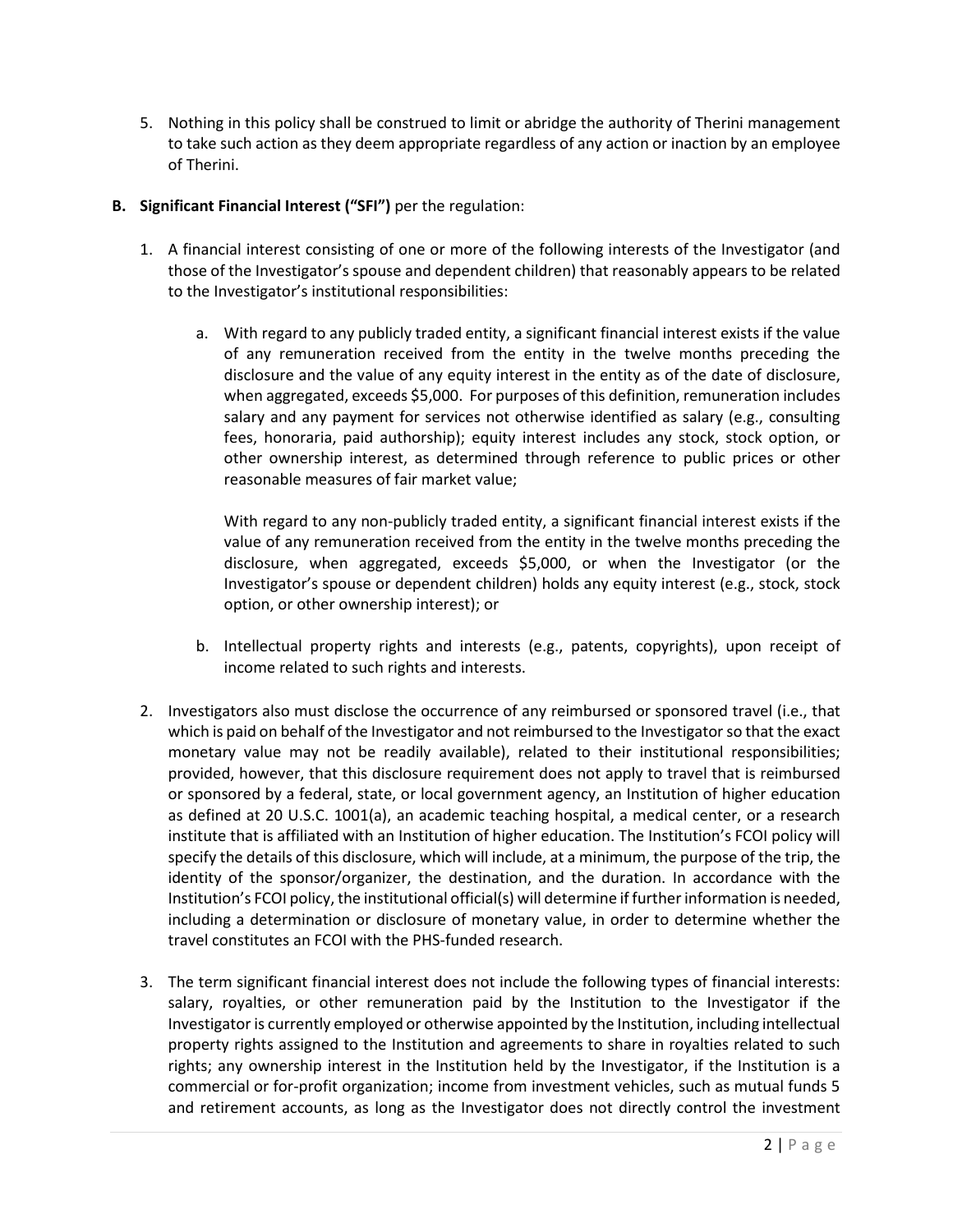5. Nothing in this policy shall be construed to limit or abridge the authority of Therini management to take such action as they deem appropriate regardless of any action or inaction by an employee of Therini.

**B. Significant Financial Interest ("SFI")** per the regulation:

1. A financial interest consisting of one or more of the following interests of the Investigator (and those of the Investigator's spouse and dependent children) that reasonably appears to be related to the Investigator's institutional responsibilities:

    a. With regard to any publicly traded entity, a significant financial interest exists if the value of any remuneration received from the entity in the twelve months preceding the disclosure and the value of any equity interest in the entity as of the date of disclosure, when aggregated, exceeds $5,000. For purposes of this definition, remuneration includes salary and any payment for services not otherwise identified as salary (e.g., consulting fees, honoraria, paid authorship); equity interest includes any stock, stock option, or other ownership interest, as determined through reference to public prices or other reasonable measures of fair market value;

        With regard to any non-publicly traded entity, a significant financial interest exists if the value of any remuneration received from the entity in the twelve months preceding the disclosure, when aggregated, exceeds $5,000, or when the Investigator (or the Investigator's spouse or dependent children) holds any equity interest (e.g., stock, stock option, or other ownership interest); or

    b. Intellectual property rights and interests (e.g., patents, copyrights), upon receipt of income related to such rights and interests.

2. Investigators also must disclose the occurrence of any reimbursed or sponsored travel (i.e., that which is paid on behalf of the Investigator and not reimbursed to the Investigator so that the exact monetary value may not be readily available), related to their institutional responsibilities; provided, however, that this disclosure requirement does not apply to travel that is reimbursed or sponsored by a federal, state, or local government agency, an Institution of higher education as defined at 20 U.S.C. 1001(a), an academic teaching hospital, a medical center, or a research institute that is affiliated with an Institution of higher education. The Institution's FCOI policy will specify the details of this disclosure, which will include, at a minimum, the purpose of the trip, the identity of the sponsor/organizer, the destination, and the duration. In accordance with the Institution's FCOI policy, the institutional official(s) will determine if further information is needed, including a determination or disclosure of monetary value, in order to determine whether the travel constitutes an FCOI with the PHS-funded research.

3. The term significant financial interest does not include the following types of financial interests: salary, royalties, or other remuneration paid by the Institution to the Investigator if the Investigator is currently employed or otherwise appointed by the Institution, including intellectual property rights assigned to the Institution and agreements to share in royalties related to such rights; any ownership interest in the Institution held by the Investigator, if the Institution is a commercial or for-profit organization; income from investment vehicles, such as mutual funds 5 and retirement accounts, as long as the Investigator does not directly control the investment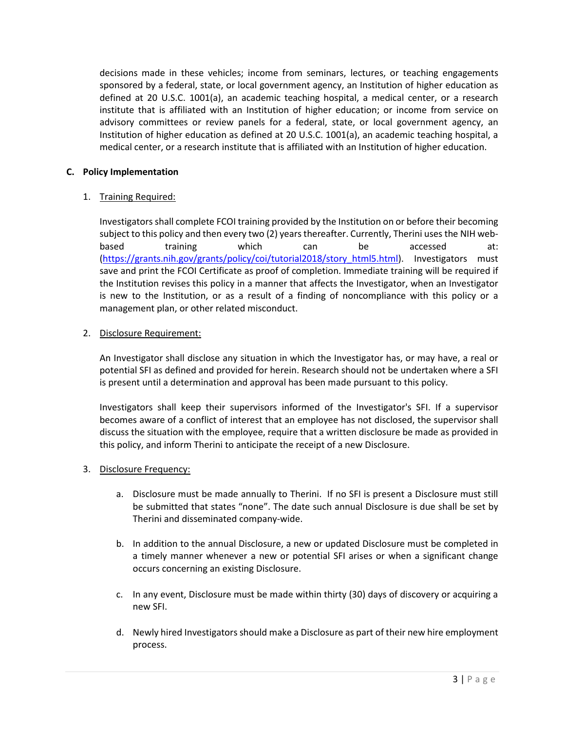decisions made in these vehicles; income from seminars, lectures, or teaching engagements sponsored by a federal, state, or local government agency, an Institution of higher education as defined at 20 U.S.C. 1001(a), an academic teaching hospital, a medical center, or a research institute that is affiliated with an Institution of higher education; or income from service on advisory committees or review panels for a federal, state, or local government agency, an Institution of higher education as defined at 20 U.S.C. 1001(a), an academic teaching hospital, a medical center, or a research institute that is affiliated with an Institution of higher education.

**C. Policy Implementation**

1. Training Required:

   Investigators shall complete FCOI training provided by the Institution on or before their becoming subject to this policy and then every two (2) years thereafter. Currently, Therini uses the NIH web-based training which can be accessed at: (https://grants.nih.gov/grants/policy/coi/tutorial2018/story_html5.html). Investigators must save and print the FCOI Certificate as proof of completion. Immediate training will be required if the Institution revises this policy in a manner that affects the Investigator, when an Investigator is new to the Institution, or as a result of a finding of noncompliance with this policy or a management plan, or other related misconduct.

2. Disclosure Requirement:

   An Investigator shall disclose any situation in which the Investigator has, or may have, a real or potential SFI as defined and provided for herein. Research should not be undertaken where a SFI is present until a determination and approval has been made pursuant to this policy.

   Investigators shall keep their supervisors informed of the Investigator's SFI. If a supervisor becomes aware of a conflict of interest that an employee has not disclosed, the supervisor shall discuss the situation with the employee, require that a written disclosure be made as provided in this policy, and inform Therini to anticipate the receipt of a new Disclosure.

3. Disclosure Frequency:

   a. Disclosure must be made annually to Therini. If no SFI is present a Disclosure must still be submitted that states "none". The date such annual Disclosure is due shall be set by Therini and disseminated company-wide.

   b. In addition to the annual Disclosure, a new or updated Disclosure must be completed in a timely manner whenever a new or potential SFI arises or when a significant change occurs concerning an existing Disclosure.

   c. In any event, Disclosure must be made within thirty (30) days of discovery or acquiring a new SFI.

   d. Newly hired Investigators should make a Disclosure as part of their new hire employment process.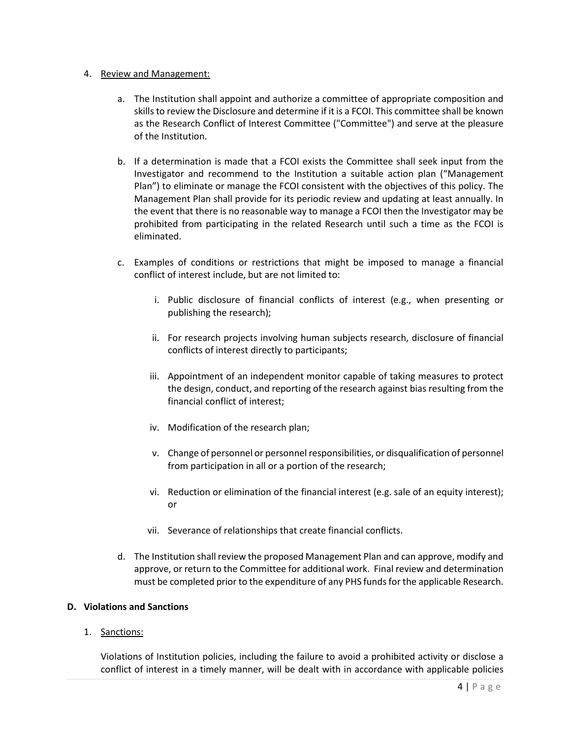4. Review and Management:

   a. The Institution shall appoint and authorize a committee of appropriate composition and skills to review the Disclosure and determine if it is a FCOI. This committee shall be known as the Research Conflict of Interest Committee ("Committee") and serve at the pleasure of the Institution.

   b. If a determination is made that a FCOI exists the Committee shall seek input from the Investigator and recommend to the Institution a suitable action plan ("Management Plan") to eliminate or manage the FCOI consistent with the objectives of this policy. The Management Plan shall provide for its periodic review and updating at least annually. In the event that there is no reasonable way to manage a FCOI then the Investigator may be prohibited from participating in the related Research until such a time as the FCOI is eliminated.

   c. Examples of conditions or restrictions that might be imposed to manage a financial conflict of interest include, but are not limited to:

      i. Public disclosure of financial conflicts of interest (e.g., when presenting or publishing the research);

      ii. For research projects involving human subjects research, disclosure of financial conflicts of interest directly to participants;

      iii. Appointment of an independent monitor capable of taking measures to protect the design, conduct, and reporting of the research against bias resulting from the financial conflict of interest;

      iv. Modification of the research plan;

      v. Change of personnel or personnel responsibilities, or disqualification of personnel from participation in all or a portion of the research;

      vi. Reduction or elimination of the financial interest (e.g. sale of an equity interest); or

      vii. Severance of relationships that create financial conflicts.

   d. The Institution shall review the proposed Management Plan and can approve, modify and approve, or return to the Committee for additional work. Final review and determination must be completed prior to the expenditure of any PHS funds for the applicable Research.

**D. Violations and Sanctions**

1. Sanctions:

   Violations of Institution policies, including the failure to avoid a prohibited activity or disclose a conflict of interest in a timely manner, will be dealt with in accordance with applicable policies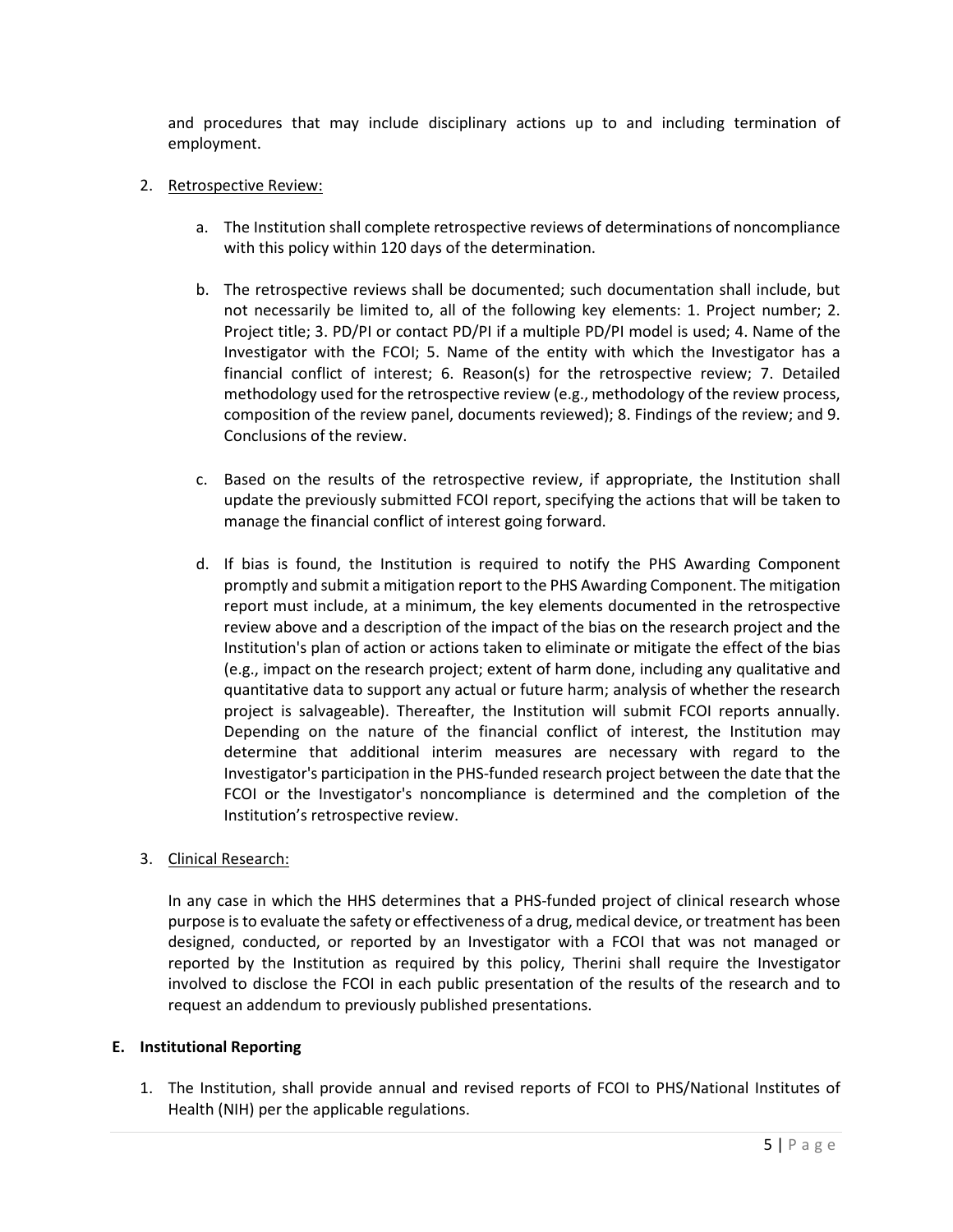and procedures that may include disciplinary actions up to and including termination of employment.

2. Retrospective Review:

   a. The Institution shall complete retrospective reviews of determinations of noncompliance with this policy within 120 days of the determination.

   b. The retrospective reviews shall be documented; such documentation shall include, but not necessarily be limited to, all of the following key elements: 1. Project number; 2. Project title; 3. PD/PI or contact PD/PI if a multiple PD/PI model is used; 4. Name of the Investigator with the FCOI; 5. Name of the entity with which the Investigator has a financial conflict of interest; 6. Reason(s) for the retrospective review; 7. Detailed methodology used for the retrospective review (e.g., methodology of the review process, composition of the review panel, documents reviewed); 8. Findings of the review; and 9. Conclusions of the review.

   c. Based on the results of the retrospective review, if appropriate, the Institution shall update the previously submitted FCOI report, specifying the actions that will be taken to manage the financial conflict of interest going forward.

   d. If bias is found, the Institution is required to notify the PHS Awarding Component promptly and submit a mitigation report to the PHS Awarding Component. The mitigation report must include, at a minimum, the key elements documented in the retrospective review above and a description of the impact of the bias on the research project and the Institution's plan of action or actions taken to eliminate or mitigate the effect of the bias (e.g., impact on the research project; extent of harm done, including any qualitative and quantitative data to support any actual or future harm; analysis of whether the research project is salvageable). Thereafter, the Institution will submit FCOI reports annually. Depending on the nature of the financial conflict of interest, the Institution may determine that additional interim measures are necessary with regard to the Investigator's participation in the PHS-funded research project between the date that the FCOI or the Investigator's noncompliance is determined and the completion of the Institution's retrospective review.

3. Clinical Research:

   In any case in which the HHS determines that a PHS-funded project of clinical research whose purpose is to evaluate the safety or effectiveness of a drug, medical device, or treatment has been designed, conducted, or reported by an Investigator with a FCOI that was not managed or reported by the Institution as required by this policy, Therini shall require the Investigator involved to disclose the FCOI in each public presentation of the results of the research and to request an addendum to previously published presentations.

**E. Institutional Reporting**

1. The Institution, shall provide annual and revised reports of FCOI to PHS/National Institutes of Health (NIH) per the applicable regulations.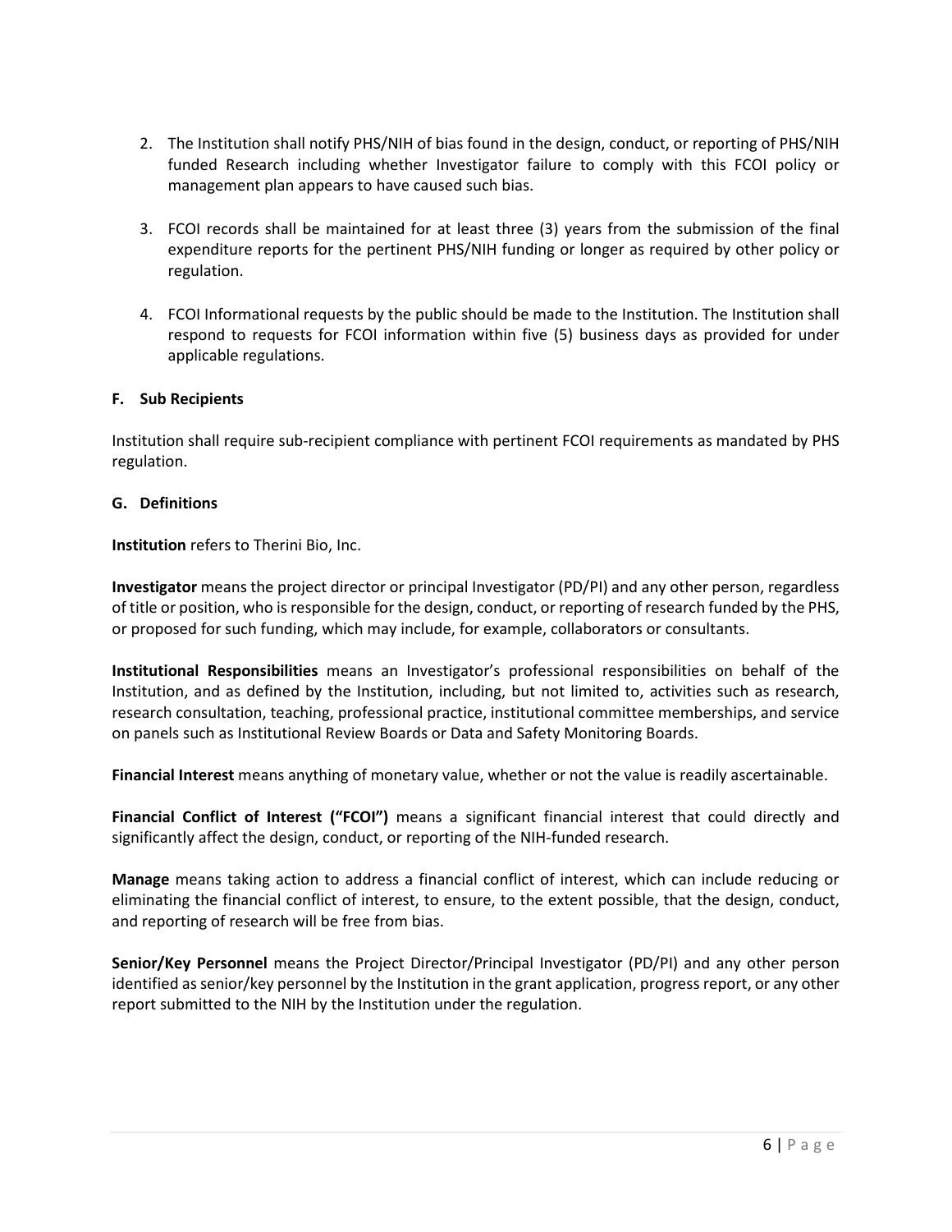2. The Institution shall notify PHS/NIH of bias found in the design, conduct, or reporting of PHS/NIH funded Research including whether Investigator failure to comply with this FCOI policy or management plan appears to have caused such bias.

3. FCOI records shall be maintained for at least three (3) years from the submission of the final expenditure reports for the pertinent PHS/NIH funding or longer as required by other policy or regulation.

4. FCOI Informational requests by the public should be made to the Institution. The Institution shall respond to requests for FCOI information within five (5) business days as provided for under applicable regulations.

**F. Sub Recipients**

Institution shall require sub-recipient compliance with pertinent FCOI requirements as mandated by PHS regulation.

**G. Definitions**

**Institution** refers to Therini Bio, Inc.

**Investigator** means the project director or principal Investigator (PD/PI) and any other person, regardless of title or position, who is responsible for the design, conduct, or reporting of research funded by the PHS, or proposed for such funding, which may include, for example, collaborators or consultants.

**Institutional Responsibilities** means an Investigator's professional responsibilities on behalf of the Institution, and as defined by the Institution, including, but not limited to, activities such as research, research consultation, teaching, professional practice, institutional committee memberships, and service on panels such as Institutional Review Boards or Data and Safety Monitoring Boards.

**Financial Interest** means anything of monetary value, whether or not the value is readily ascertainable.

**Financial Conflict of Interest ("FCOI")** means a significant financial interest that could directly and significantly affect the design, conduct, or reporting of the NIH-funded research.

**Manage** means taking action to address a financial conflict of interest, which can include reducing or eliminating the financial conflict of interest, to ensure, to the extent possible, that the design, conduct, and reporting of research will be free from bias.

**Senior/Key Personnel** means the Project Director/Principal Investigator (PD/PI) and any other person identified as senior/key personnel by the Institution in the grant application, progress report, or any other report submitted to the NIH by the Institution under the regulation.